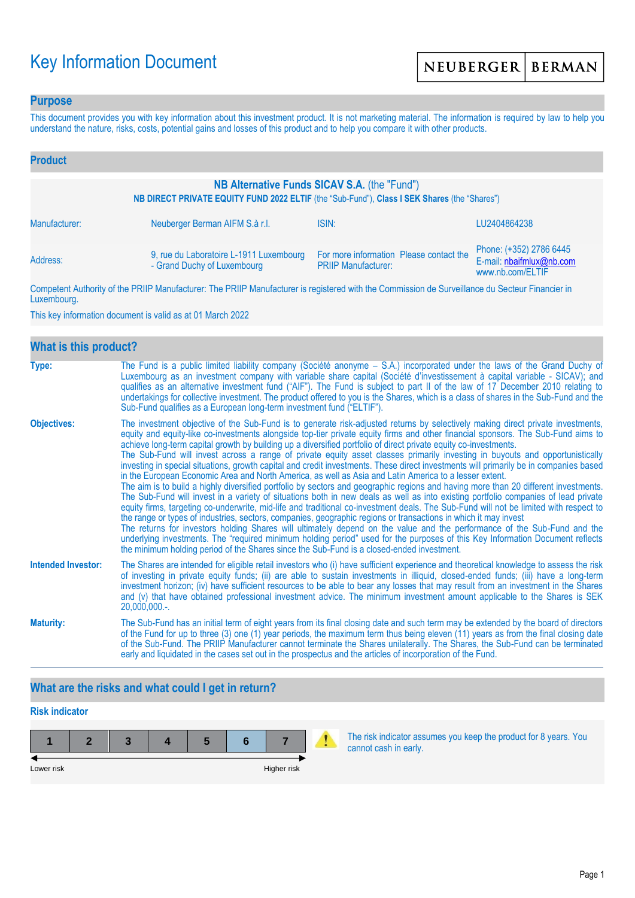# Key Information Document

NEUBERGER | BERMAN

## Purpose

This document provides you with key information about this investment product. It is not marketing material. The information is required by law to help you understand the nature, risks, costs, potential gains and losses of this product and to help you compare it with other products.

## Product

**NB Alternative Funds SICAV S.A.** (the "Fund")

**NB DIRECT PRIVATE EQUITY FUND 2022 ELTIF** (the "Sub-Fund"), **Class I SEK Shares** (the "Shares")

| | | | |
|---|---|---|---|
| Manufacturer: | Neuberger Berman AIFM S.à r.l. | ISIN: | LU2404864238 |
| Address: | 9, rue du Laboratoire L-1911 Luxembourg - Grand Duchy of Luxembourg | For more information Please contact the PRIIP Manufacturer: | Phone: (+352) 2786 6445<br>E-mail: nbaifmlux@nb.com<br>www.nb.com/ELTIF |

Competent Authority of the PRIIP Manufacturer: The PRIIP Manufacturer is registered with the Commission de Surveillance du Secteur Financier in Luxembourg.

This key information document is valid as at 01 March 2022

## What is this product?

**Type:** The Fund is a public limited liability company (Société anonyme – S.A.) incorporated under the laws of the Grand Duchy of Luxembourg as an investment company with variable share capital (Société d'investissement à capital variable - SICAV); and qualifies as an alternative investment fund ("AIF"). The Fund is subject to part II of the law of 17 December 2010 relating to undertakings for collective investment. The product offered to you is the Shares, which is a class of shares in the Sub-Fund and the Sub-Fund qualifies as a European long-term investment fund ("ELTIF").

**Objectives:** The investment objective of the Sub-Fund is to generate risk-adjusted returns by selectively making direct private investments, equity and equity-like co-investments alongside top-tier private equity firms and other financial sponsors. The Sub-Fund aims to achieve long-term capital growth by building up a diversified portfolio of direct private equity co-investments.
The Sub-Fund will invest across a range of private equity asset classes primarily investing in buyouts and opportunistically investing in special situations, growth capital and credit investments. These direct investments will primarily be in companies based in the European Economic Area and North America, as well as Asia and Latin America to a lesser extent.
The aim is to build a highly diversified portfolio by sectors and geographic regions and having more than 20 different investments. The Sub-Fund will invest in a variety of situations both in new deals as well as into existing portfolio companies of lead private equity firms, targeting co-underwrite, mid-life and traditional co-investment deals. The Sub-Fund will not be limited with respect to the range or types of industries, sectors, companies, geographic regions or transactions in which it may invest
The returns for investors holding Shares will ultimately depend on the value and the performance of the Sub-Fund and the underlying investments. The "required minimum holding period" used for the purposes of this Key Information Document reflects the minimum holding period of the Shares since the Sub-Fund is a closed-ended investment.

**Intended Investor:** The Shares are intended for eligible retail investors who (i) have sufficient experience and theoretical knowledge to assess the risk of investing in private equity funds; (ii) are able to sustain investments in illiquid, closed-ended funds; (iii) have a long-term investment horizon; (iv) have sufficient resources to be able to bear any losses that may result from an investment in the Shares and (v) that have obtained professional investment advice. The minimum investment amount applicable to the Shares is SEK 20,000,000.-.

**Maturity:** The Sub-Fund has an initial term of eight years from its final closing date and such term may be extended by the board of directors of the Fund for up to three (3) one (1) year periods, the maximum term thus being eleven (11) years as from the final closing date of the Sub-Fund. The PRIIP Manufacturer cannot terminate the Shares unilaterally. The Shares, the Sub-Fund can be terminated early and liquidated in the cases set out in the prospectus and the articles of incorporation of the Fund.

## What are the risks and what could I get in return?

### Risk indicator

| 1 | 2 | 3 | 4 | 5 | **6** | 7 |
|---|---|---|---|---|---|---|

Lower risk ← → Higher risk

The risk indicator assumes you keep the product for 8 years. You cannot cash in early.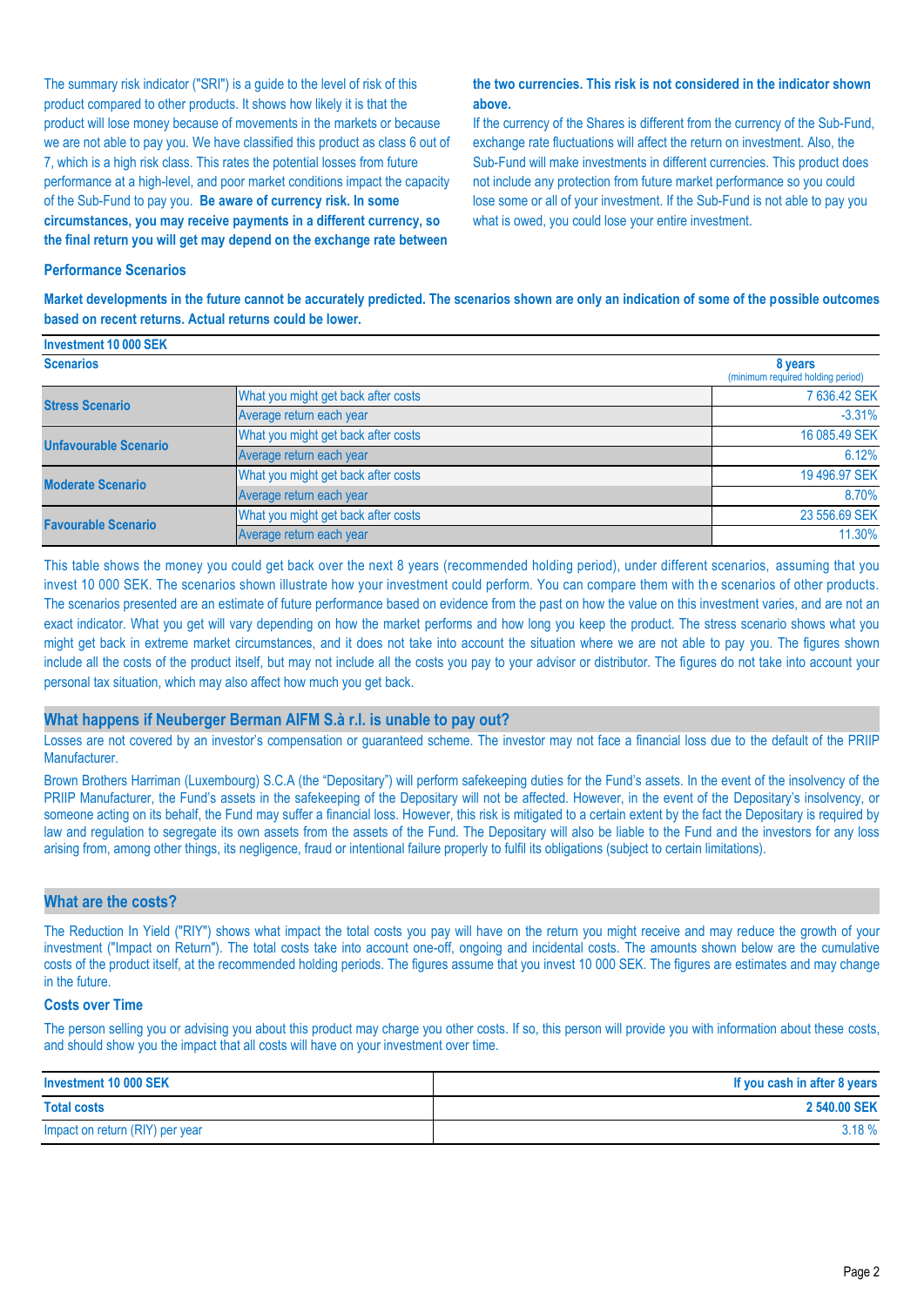The summary risk indicator ("SRI") is a guide to the level of risk of this product compared to other products. It shows how likely it is that the product will lose money because of movements in the markets or because we are not able to pay you. We have classified this product as class 6 out of 7, which is a high risk class. This rates the potential losses from future performance at a high-level, and poor market conditions impact the capacity of the Sub-Fund to pay you. **Be aware of currency risk. In some circumstances, you may receive payments in a different currency, so the final return you will get may depend on the exchange rate between the two currencies. This risk is not considered in the indicator shown above.**

If the currency of the Shares is different from the currency of the Sub-Fund, exchange rate fluctuations will affect the return on investment. Also, the Sub-Fund will make investments in different currencies. This product does not include any protection from future market performance so you could lose some or all of your investment. If the Sub-Fund is not able to pay you what is owed, you could lose your entire investment.

### Performance Scenarios

**Market developments in the future cannot be accurately predicted. The scenarios shown are only an indication of some of the possible outcomes based on recent returns. Actual returns could be lower.**

| Investment 10 000 SEK | | |
|---|---|---|
| **Scenarios** | | **8 years** (minimum required holding period) |
| **Stress Scenario** | What you might get back after costs | 7 636.42 SEK |
| | Average return each year | -3.31% |
| **Unfavourable Scenario** | What you might get back after costs | 16 085.49 SEK |
| | Average return each year | 6.12% |
| **Moderate Scenario** | What you might get back after costs | 19 496.97 SEK |
| | Average return each year | 8.70% |
| **Favourable Scenario** | What you might get back after costs | 23 556.69 SEK |
| | Average return each year | 11.30% |

This table shows the money you could get back over the next 8 years (recommended holding period), under different scenarios, assuming that you invest 10 000 SEK. The scenarios shown illustrate how your investment could perform. You can compare them with the scenarios of other products. The scenarios presented are an estimate of future performance based on evidence from the past on how the value on this investment varies, and are not an exact indicator. What you get will vary depending on how the market performs and how long you keep the product. The stress scenario shows what you might get back in extreme market circumstances, and it does not take into account the situation where we are not able to pay you. The figures shown include all the costs of the product itself, but may not include all the costs you pay to your advisor or distributor. The figures do not take into account your personal tax situation, which may also affect how much you get back.

## What happens if Neuberger Berman AIFM S.à r.l. is unable to pay out?

Losses are not covered by an investor's compensation or guaranteed scheme. The investor may not face a financial loss due to the default of the PRIIP Manufacturer.

Brown Brothers Harriman (Luxembourg) S.C.A (the "Depositary") will perform safekeeping duties for the Fund's assets. In the event of the insolvency of the PRIIP Manufacturer, the Fund's assets in the safekeeping of the Depositary will not be affected. However, in the event of the Depositary's insolvency, or someone acting on its behalf, the Fund may suffer a financial loss. However, this risk is mitigated to a certain extent by the fact the Depositary is required by law and regulation to segregate its own assets from the assets of the Fund. The Depositary will also be liable to the Fund and the investors for any loss arising from, among other things, its negligence, fraud or intentional failure properly to fulfil its obligations (subject to certain limitations).

## What are the costs?

The Reduction In Yield ("RIY") shows what impact the total costs you pay will have on the return you might receive and may reduce the growth of your investment ("Impact on Return"). The total costs take into account one-off, ongoing and incidental costs. The amounts shown below are the cumulative costs of the product itself, at the recommended holding periods. The figures assume that you invest 10 000 SEK. The figures are estimates and may change in the future.

### Costs over Time

The person selling you or advising you about this product may charge you other costs. If so, this person will provide you with information about these costs, and should show you the impact that all costs will have on your investment over time.

| Investment 10 000 SEK | If you cash in after 8 years |
|---|---|
| **Total costs** | **2 540.00 SEK** |
| Impact on return (RIY) per year | 3.18 % |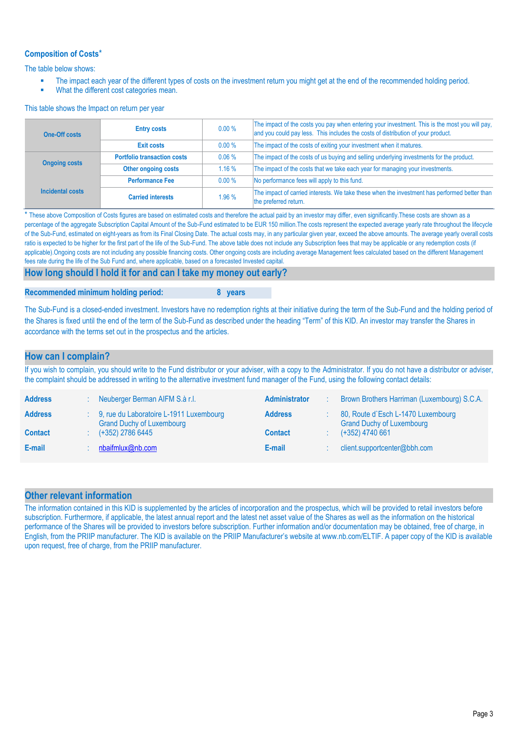## Composition of Costs*

The table below shows:

- The impact each year of the different types of costs on the investment return you might get at the end of the recommended holding period.
- What the different cost categories mean.

This table shows the Impact on return per year

| | | | |
|---|---|---|---|
| **One-Off costs** | **Entry costs** | 0.00 % | The impact of the costs you pay when entering your investment. This is the most you will pay, and you could pay less. This includes the costs of distribution of your product. |
| | **Exit costs** | 0.00 % | The impact of the costs of exiting your investment when it matures. |
| **Ongoing costs** | **Portfolio transaction costs** | 0.06 % | The impact of the costs of us buying and selling underlying investments for the product. |
| | **Other ongoing costs** | 1.16 % | The impact of the costs that we take each year for managing your investments. |
| **Incidental costs** | **Performance Fee** | 0.00 % | No performance fees will apply to this fund. |
| | **Carried interests** | 1.96 % | The impact of carried interests. We take these when the investment has performed better than the preferred return. |

* These above Composition of Costs figures are based on estimated costs and therefore the actual paid by an investor may differ, even significantly.These costs are shown as a percentage of the aggregate Subscription Capital Amount of the Sub-Fund estimated to be EUR 150 million.The costs represent the expected average yearly rate throughout the lifecycle of the Sub-Fund, estimated on eight-years as from its Final Closing Date. The actual costs may, in any particular given year, exceed the above amounts. The average yearly overall costs ratio is expected to be higher for the first part of the life of the Sub-Fund. The above table does not include any Subscription fees that may be applicable or any redemption costs (if applicable).Ongoing costs are not including any possible financing costs. Other ongoing costs are including average Management fees calculated based on the different Management fees rate during the life of the Sub Fund and, where applicable, based on a forecasted Invested capital.

## How long should I hold it for and can I take my money out early?

**Recommended minimum holding period: 8 years**

The Sub-Fund is a closed-ended investment. Investors have no redemption rights at their initiative during the term of the Sub-Fund and the holding period of the Shares is fixed until the end of the term of the Sub-Fund as described under the heading "Term" of this KID. An investor may transfer the Shares in accordance with the terms set out in the prospectus and the articles.

## How can I complain?

If you wish to complain, you should write to the Fund distributor or your adviser, with a copy to the Administrator. If you do not have a distributor or adviser, the complaint should be addressed in writing to the alternative investment fund manager of the Fund, using the following contact details:

**Address** : Neuberger Berman AIFM S.à r.l.
**Address** : 9, rue du Laboratoire L-1911 Luxembourg Grand Duchy of Luxembourg
**Contact** : (+352) 2786 6445
**E-mail** : nbaifmlux@nb.com

**Administrator** : Brown Brothers Harriman (Luxembourg) S.C.A.
**Address** : 80, Route d`Esch L-1470 Luxembourg Grand Duchy of Luxembourg
**Contact** : (+352) 4740 661
**E-mail** : client.supportcenter@bbh.com

## Other relevant information

The information contained in this KID is supplemented by the articles of incorporation and the prospectus, which will be provided to retail investors before subscription. Furthermore, if applicable, the latest annual report and the latest net asset value of the Shares as well as the information on the historical performance of the Shares will be provided to investors before subscription. Further information and/or documentation may be obtained, free of charge, in English, from the PRIIP manufacturer. The KID is available on the PRIIP Manufacturer's website at www.nb.com/ELTIF. A paper copy of the KID is available upon request, free of charge, from the PRIIP manufacturer.